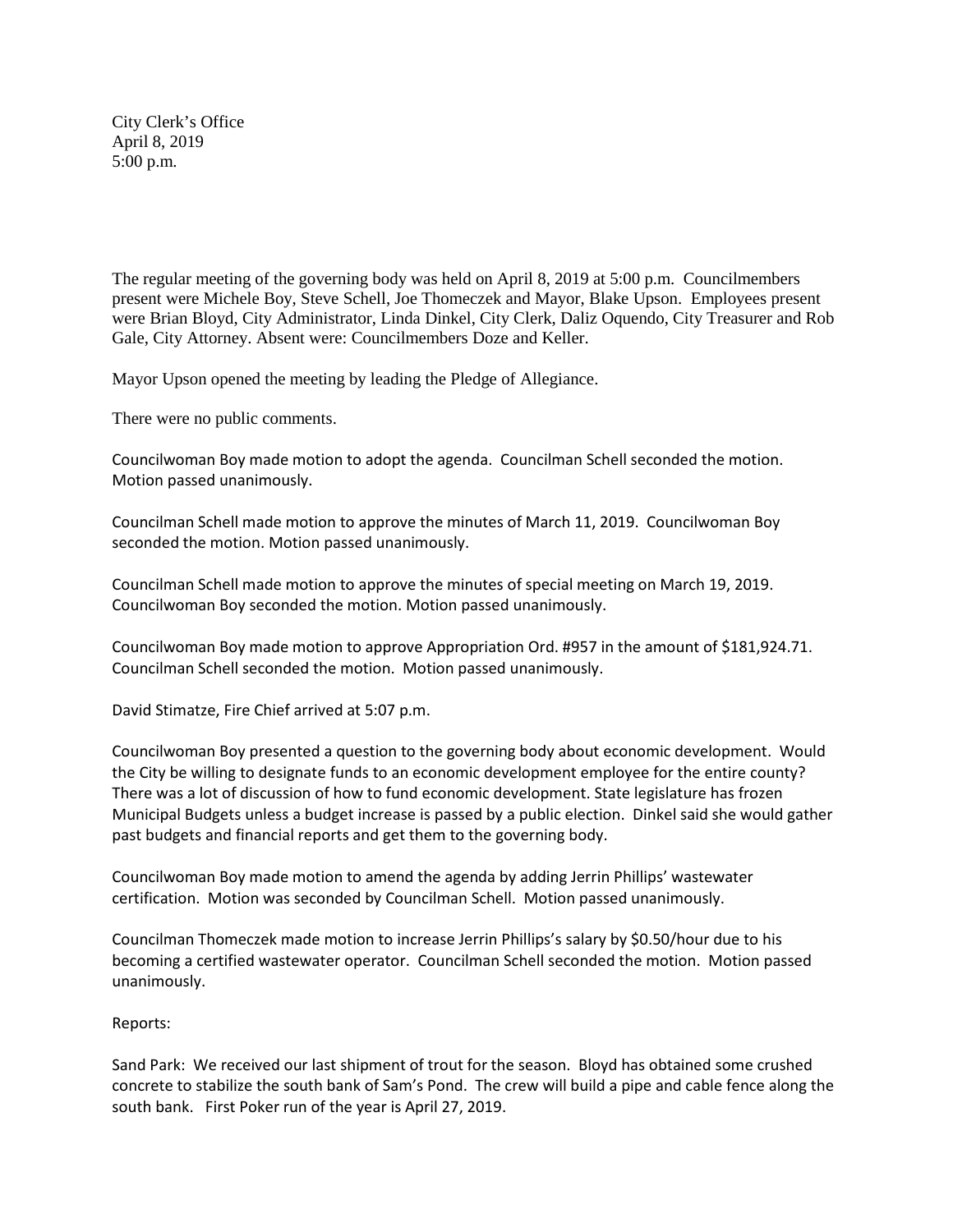City Clerk's Office
April 8, 2019
5:00 p.m.

The regular meeting of the governing body was held on April 8, 2019 at 5:00 p.m. Councilmembers present were Michele Boy, Steve Schell, Joe Thomeczek and Mayor, Blake Upson. Employees present were Brian Bloyd, City Administrator, Linda Dinkel, City Clerk, Daliz Oquendo, City Treasurer and Rob Gale, City Attorney. Absent were: Councilmembers Doze and Keller.

Mayor Upson opened the meeting by leading the Pledge of Allegiance.

There were no public comments.

Councilwoman Boy made motion to adopt the agenda. Councilman Schell seconded the motion. Motion passed unanimously.

Councilman Schell made motion to approve the minutes of March 11, 2019. Councilwoman Boy seconded the motion. Motion passed unanimously.

Councilman Schell made motion to approve the minutes of special meeting on March 19, 2019. Councilwoman Boy seconded the motion. Motion passed unanimously.

Councilwoman Boy made motion to approve Appropriation Ord. #957 in the amount of $181,924.71. Councilman Schell seconded the motion. Motion passed unanimously.

David Stimatze, Fire Chief arrived at 5:07 p.m.

Councilwoman Boy presented a question to the governing body about economic development. Would the City be willing to designate funds to an economic development employee for the entire county? There was a lot of discussion of how to fund economic development. State legislature has frozen Municipal Budgets unless a budget increase is passed by a public election. Dinkel said she would gather past budgets and financial reports and get them to the governing body.

Councilwoman Boy made motion to amend the agenda by adding Jerrin Phillips' wastewater certification. Motion was seconded by Councilman Schell. Motion passed unanimously.

Councilman Thomeczek made motion to increase Jerrin Phillips's salary by $0.50/hour due to his becoming a certified wastewater operator. Councilman Schell seconded the motion. Motion passed unanimously.

Reports:

Sand Park: We received our last shipment of trout for the season. Bloyd has obtained some crushed concrete to stabilize the south bank of Sam's Pond. The crew will build a pipe and cable fence along the south bank. First Poker run of the year is April 27, 2019.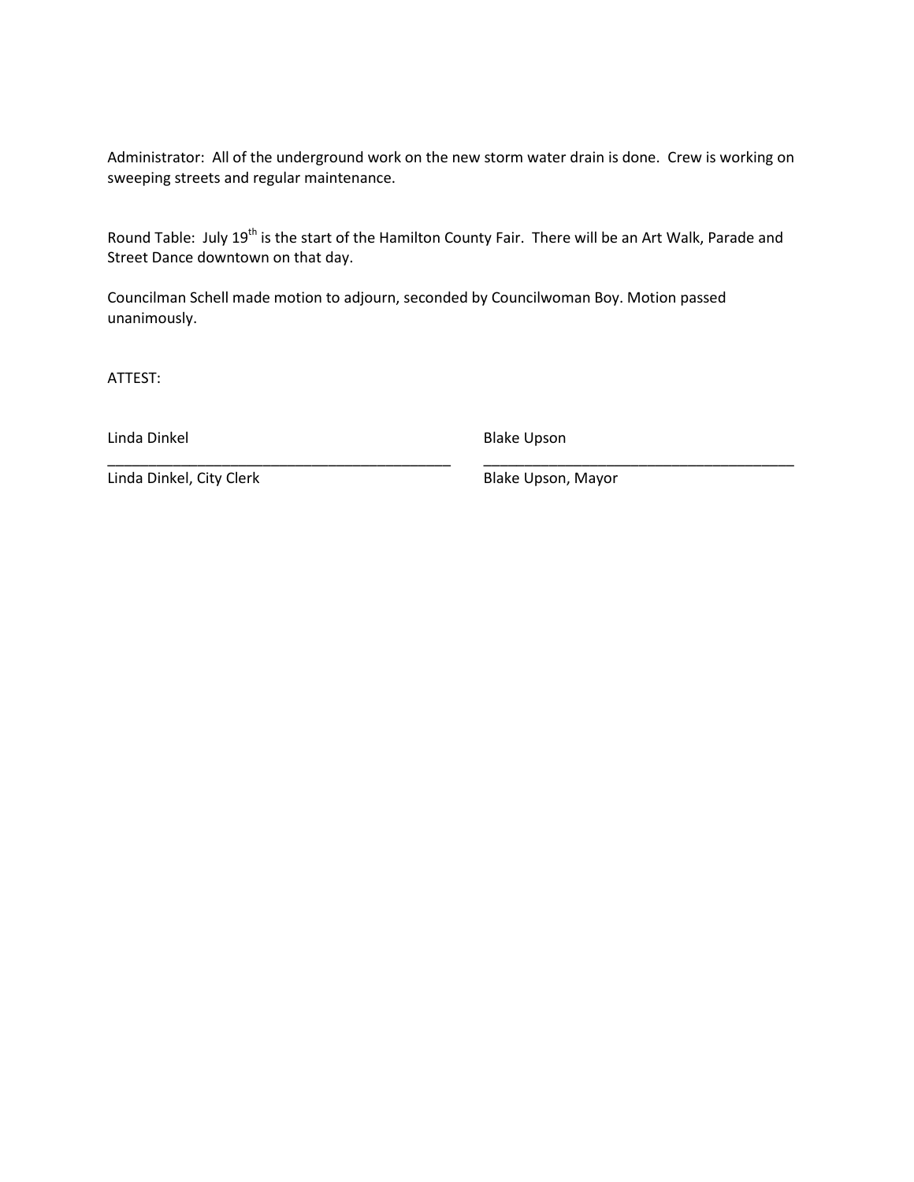Administrator: All of the underground work on the new storm water drain is done. Crew is working on sweeping streets and regular maintenance.

Round Table: July 19th is the start of the Hamilton County Fair. There will be an Art Walk, Parade and Street Dance downtown on that day.

Councilman Schell made motion to adjourn, seconded by Councilwoman Boy. Motion passed unanimously.

ATTEST:

| | |
|---|---|
| Linda Dinkel | Blake Upson |
| ____________________________________________ | ________________________________________ |
| Linda Dinkel, City Clerk | Blake Upson, Mayor |